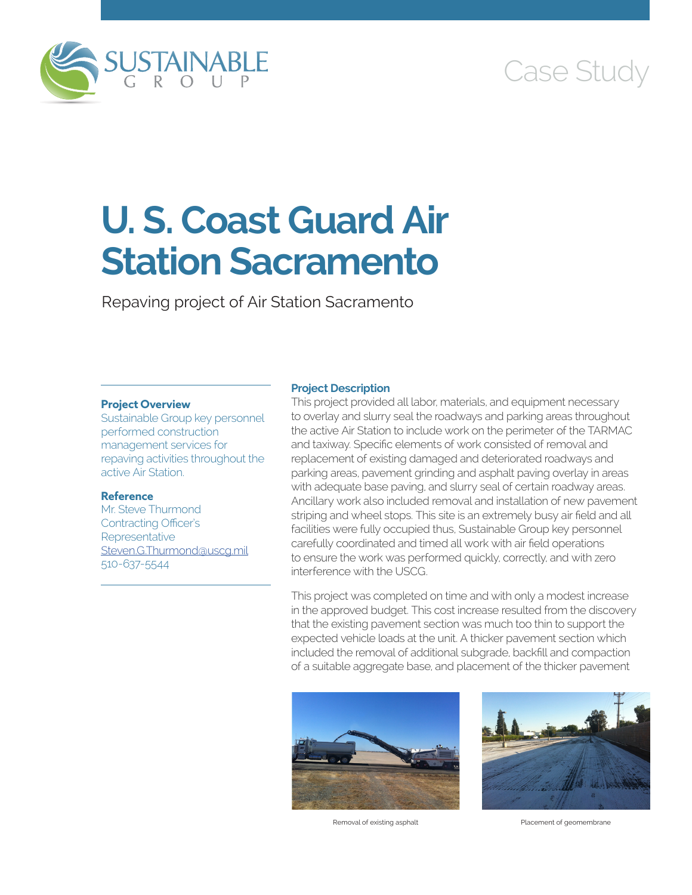SUSTAINABLE GROUP

Case Study

# U. S. Coast Guard Air Station Sacramento

Repaving project of Air Station Sacramento

**Project Overview**

Sustainable Group key personnel performed construction management services for repaving activities throughout the active Air Station.

**Reference**

Mr. Steve Thurmond
Contracting Officer's Representative
Steven.G.Thurmond@uscg.mil
510-637-5544

**Project Description**

This project provided all labor, materials, and equipment necessary to overlay and slurry seal the roadways and parking areas throughout the active Air Station to include work on the perimeter of the TARMAC and taxiway. Specific elements of work consisted of removal and replacement of existing damaged and deteriorated roadways and parking areas, pavement grinding and asphalt paving overlay in areas with adequate base paving, and slurry seal of certain roadway areas. Ancillary work also included removal and installation of new pavement striping and wheel stops. This site is an extremely busy air field and all facilities were fully occupied thus, Sustainable Group key personnel carefully coordinated and timed all work with air field operations to ensure the work was performed quickly, correctly, and with zero interference with the USCG.

This project was completed on time and with only a modest increase in the approved budget. This cost increase resulted from the discovery that the existing pavement section was much too thin to support the expected vehicle loads at the unit. A thicker pavement section which included the removal of additional subgrade, backfill and compaction of a suitable aggregate base, and placement of the thicker pavement

Removal of existing asphalt

Placement of geomembrane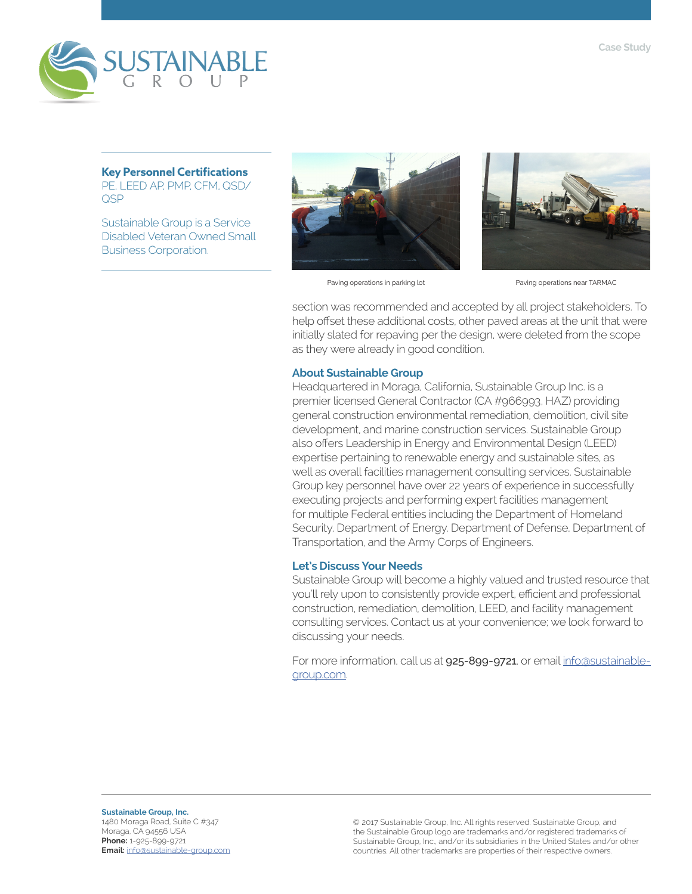**Key Personnel Certifications**
PE, LEED AP, PMP, CFM, QSD/QSP

Sustainable Group is a Service Disabled Veteran Owned Small Business Corporation.

Paving operations in parking lot

Paving operations near TARMAC

section was recommended and accepted by all project stakeholders. To help offset these additional costs, other paved areas at the unit that were initially slated for repaving per the design, were deleted from the scope as they were already in good condition.

### About Sustainable Group

Headquartered in Moraga, California, Sustainable Group Inc. is a premier licensed General Contractor (CA #966993, HAZ) providing general construction environmental remediation, demolition, civil site development, and marine construction services. Sustainable Group also offers Leadership in Energy and Environmental Design (LEED) expertise pertaining to renewable energy and sustainable sites, as well as overall facilities management consulting services. Sustainable Group key personnel have over 22 years of experience in successfully executing projects and performing expert facilities management for multiple Federal entities including the Department of Homeland Security, Department of Energy, Department of Defense, Department of Transportation, and the Army Corps of Engineers.

### Let's Discuss Your Needs

Sustainable Group will become a highly valued and trusted resource that you'll rely upon to consistently provide expert, efficient and professional construction, remediation, demolition, LEED, and facility management consulting services. Contact us at your convenience; we look forward to discussing your needs.

For more information, call us at **925-899-9721**, or email info@sustainable-group.com.

**Sustainable Group, Inc.**
1480 Moraga Road, Suite C #347
Moraga, CA 94556 USA
**Phone:** 1-925-899-9721
**Email:** info@sustainable-group.com

© 2017 Sustainable Group, Inc. All rights reserved. Sustainable Group, and the Sustainable Group logo are trademarks and/or registered trademarks of Sustainable Group, Inc., and/or its subsidiaries in the United States and/or other countries. All other trademarks are properties of their respective owners.